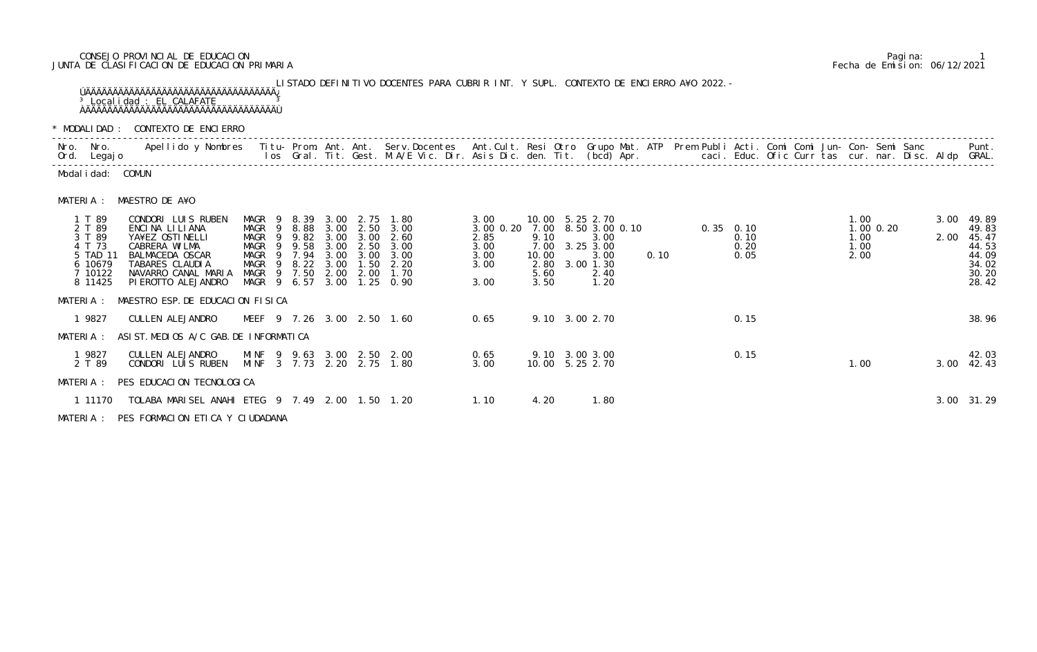CONSEJO PROVINCIAL DE EDUCACION
JUNTA DE CLASIFICACION DE EDUCACION PRIMARIA

Fecha de Emision: 06/12/2021

LISTADO DEFINITIVO DOCENTES PARA CUBRIR INT. Y SUPL. CONTEXTO DE ENCIERRO A¥O 2022.-

Localidad : EL CALAFATE

\* MODALIDAD : CONTEXTO DE ENCIERRO

Modalidad: COMUN

MATERIA : MAESTRO DE A¥O

| Nro. Ord. | Nro. Legajo | Apellido y Nombres | Titulos | Prom. Gral. | Ant. Tit. | Ant. Gest. | Serv.Docentes M.A/E Vic. Dir. | Ant.Cult. Asis Dic. | Resi den. | Otro Tit. | Grupo Mat. (bcd) | ATP Apr. | Prem | Publi caci. | Acti. Educ. | Comi Ofic | Comi Curr | Jun- tas | Con- cur. | Semi nar. | Sanc Disc. | Aldp | Punt. GRAL. |
|---|---|---|---|---|---|---|---|---|---|---|---|---|---|---|---|---|---|---|---|---|---|---|---|
| 1 | T 89 | CONDORI LUIS RUBEN | MAGR 9 | 8.39 | 3.00 | 2.75 | 1.80 | 3.00 | 10.00 | 5.25 | 2.70 | | | | | | | | 1.00 | | | 3.00 | 49.89 |
| 2 | T 89 | ENCINA LILIANA | MAGR 9 | 8.88 | 3.00 | 2.50 | 3.00 | 3.00 0.20 | 7.00 | 8.50 | 3.00 0.10 | | | 0.35 | 0.10 | | | | 1.00 | 0.20 | | | 49.83 |
| 3 | T 89 | YA¥EZ OSTINELLI | MAGR 9 | 9.82 | 3.00 | 3.00 | 2.60 | 2.85 | 9.10 | | 3.00 | | | | 0.10 | | | | 1.00 | | | 2.00 | 45.47 |
| 4 | T 73 | CABRERA WILMA | MAGR 9 | 9.58 | 3.00 | 2.50 | 3.00 | 3.00 | 7.00 | 3.25 | 3.00 | | | | 0.20 | | | | 1.00 | | | | 44.53 |
| 5 | TAD 11 | BALMACEDA OSCAR | MAGR 9 | 7.94 | 3.00 | 3.00 | 3.00 | 3.00 | 10.00 | | 3.00 | 0.10 | | | 0.05 | | | | 2.00 | | | | 44.09 |
| 6 | 10679 | TABARES CLAUDIA | MAGR 9 | 8.22 | 3.00 | 1.50 | 2.20 | 3.00 | 2.80 | 3.00 | 1.30 | | | | | | | | | | | | 34.02 |
| 7 | 10122 | NAVARRO CANAL MARIA | MAGR 9 | 7.50 | 2.00 | 2.00 | 1.70 | | 5.60 | | 2.40 | | | | | | | | | | | | 30.20 |
| 8 | 11425 | PIEROTTO ALEJANDRO | MAGR 9 | 6.57 | 3.00 | 1.25 | 0.90 | 3.00 | 3.50 | | 1.20 | | | | | | | | | | | | 28.42 |

MATERIA : MAESTRO ESP. DE EDUCACION FISICA

| Nro. Ord. | Nro. Legajo | Apellido y Nombres | Titulos | Prom. Gral. | Ant. Tit. | Ant. Gest. | Serv.Docentes M.A/E Vic. Dir. | Ant.Cult. Asis Dic. | Resi den. | Otro Tit. | Grupo Mat. (bcd) | ATP Apr. | Prem | Publi caci. | Acti. Educ. | Comi Ofic | Comi Curr | Jun- tas | Con- cur. | Semi nar. | Sanc Disc. | Aldp | Punt. GRAL. |
|---|---|---|---|---|---|---|---|---|---|---|---|---|---|---|---|---|---|---|---|---|---|---|---|
| 1 | 9827 | CULLEN ALEJANDRO | MEEF 9 | 7.26 | 3.00 | 2.50 | 1.60 | 0.65 | 9.10 | 3.00 | 2.70 | | | | 0.15 | | | | | | | | 38.96 |

MATERIA : ASIST. MEDIOS A/C GAB. DE INFORMATICA

| Nro. Ord. | Nro. Legajo | Apellido y Nombres | Titulos | Prom. Gral. | Ant. Tit. | Ant. Gest. | Serv.Docentes M.A/E Vic. Dir. | Ant.Cult. Asis Dic. | Resi den. | Otro Tit. | Grupo Mat. (bcd) | ATP Apr. | Prem | Publi caci. | Acti. Educ. | Comi Ofic | Comi Curr | Jun- tas | Con- cur. | Semi nar. | Sanc Disc. | Aldp | Punt. GRAL. |
|---|---|---|---|---|---|---|---|---|---|---|---|---|---|---|---|---|---|---|---|---|---|---|---|
| 1 | 9827 | CULLEN ALEJANDRO | MINF 9 | 9.63 | 3.00 | 2.50 | 2.00 | 0.65 | 9.10 | 3.00 | 3.00 | | | | 0.15 | | | | | | | | 42.03 |
| 2 | T 89 | CONDORI LUIS RUBEN | MINF 3 | 7.73 | 2.20 | 2.75 | 1.80 | 3.00 | 10.00 | 5.25 | 2.70 | | | | | | | | 1.00 | | | 3.00 | 42.43 |

MATERIA : PES EDUCACION TECNOLOGICA

| Nro. Ord. | Nro. Legajo | Apellido y Nombres | Titulos | Prom. Gral. | Ant. Tit. | Ant. Gest. | Serv.Docentes M.A/E Vic. Dir. | Ant.Cult. Asis Dic. | Resi den. | Otro Tit. | Grupo Mat. (bcd) | ATP Apr. | Prem | Publi caci. | Acti. Educ. | Comi Ofic | Comi Curr | Jun- tas | Con- cur. | Semi nar. | Sanc Disc. | Aldp | Punt. GRAL. |
|---|---|---|---|---|---|---|---|---|---|---|---|---|---|---|---|---|---|---|---|---|---|---|---|
| 1 | 11170 | TOLABA MARISEL ANAHI | ETEG 9 | 7.49 | 2.00 | 1.50 | 1.20 | 1.10 | 4.20 | | 1.80 | | | | | | | | | | | 3.00 | 31.29 |

MATERIA : PES FORMACION ETICA Y CIUDADANA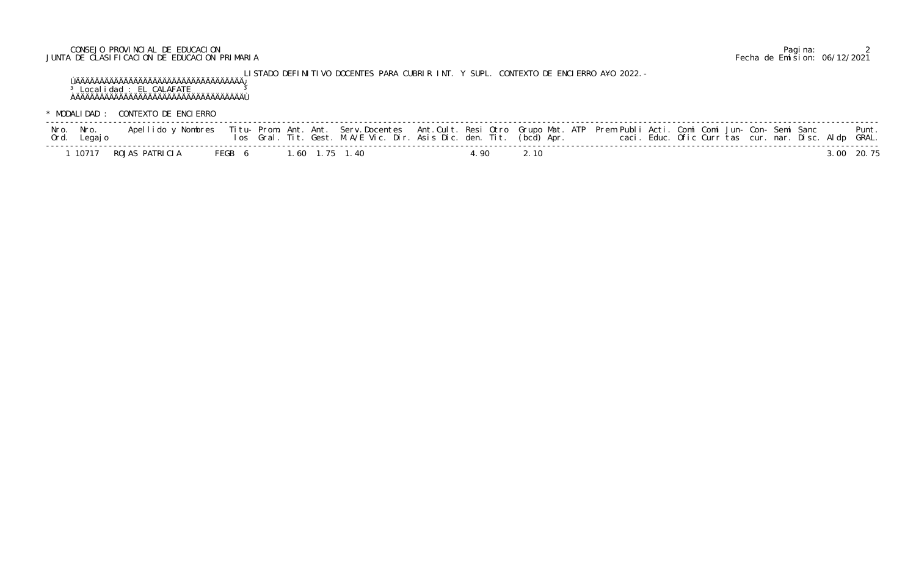CONSEJO PROVINCIAL DE EDUCACION
JUNTA DE CLASIFICACION DE EDUCACION PRIMARIA

Fecha de Emision: 06/12/2021

LISTADO DEFINITIVO DOCENTES PARA CUBRIR INT. Y SUPL. CONTEXTO DE ENCIERRO A¥O 2022.-

Localidad : EL CALAFATE

* MODALIDAD : CONTEXTO DE ENCIERRO

| Nro. Ord. | Nro. Legajo | Apellido y Nombres | Titulos | Prom. Gral. | Ant. Tit. | Ant. Gest. | Serv. Docentes M.A/E | Vic. | Dir. | Ant. Cult. Asis | Dic. | Resi den. | Otro Tit. | Grupo (bcd) | Mat. Apr. | ATP | Prem | Publi caci. | Acti. Educ. | Comi Ofic | Comi Curr | Jun- tas | Con- cur. | Semi nar. | Sanc Disc. | Aldp | Punt. GRAL. |
|---|---|---|---|---|---|---|---|---|---|---|---|---|---|---|---|---|---|---|---|---|---|---|---|---|---|---|---|
| 1 | 10717 | ROJAS PATRICIA | FEGB | 6 | 1.60 | 1.75 | 1.40 | | | | | 4.90 | | 2.10 | | | | | | | | | | | | 3.00 | 20.75 |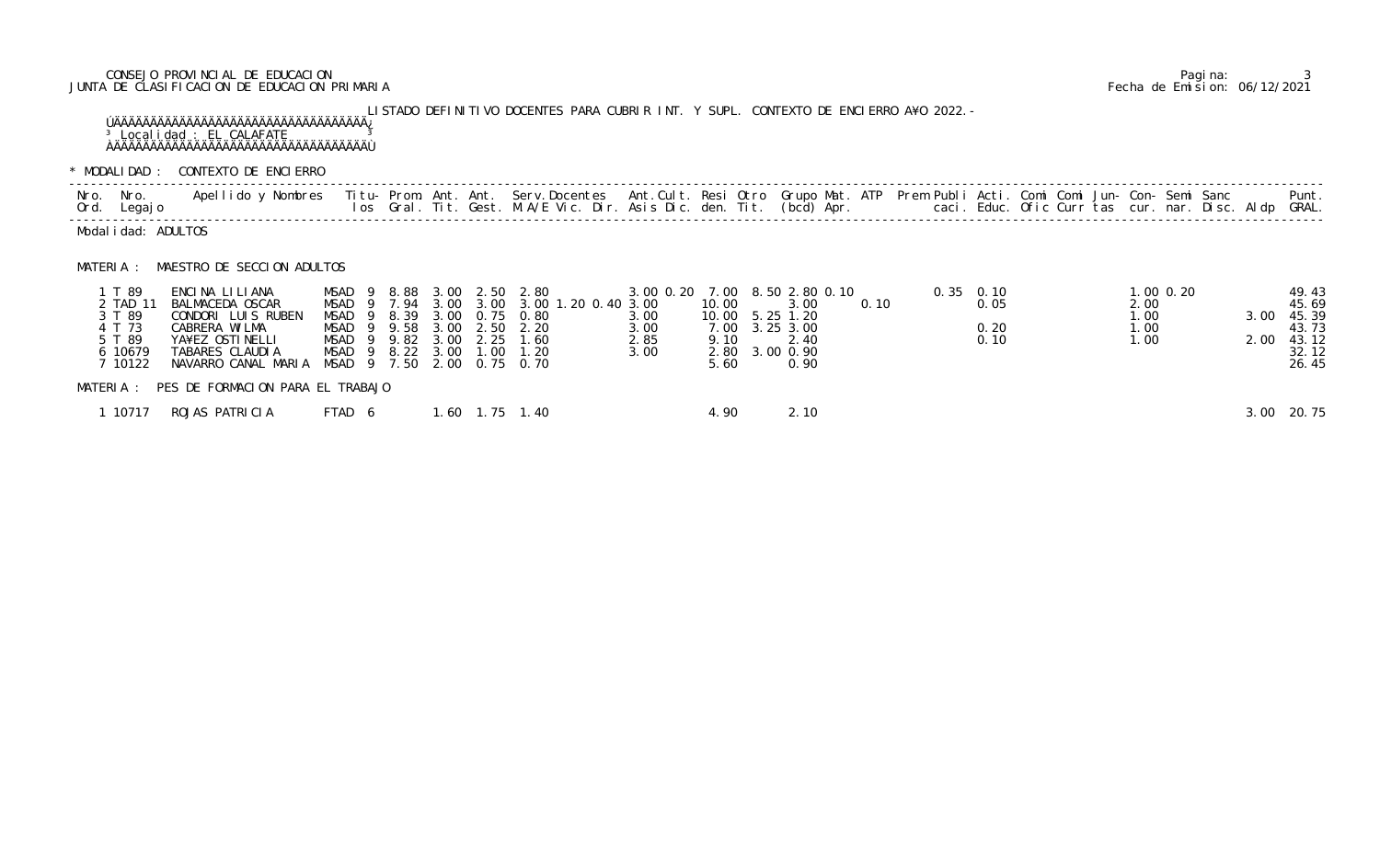CONSEJO PROVINCIAL DE EDUCACION
JUNTA DE CLASIFICACION DE EDUCACION PRIMARIA

Fecha de Emision: 06/12/2021

LISTADO DEFINITIVO DOCENTES PARA CUBRIR INT. Y SUPL. CONTEXTO DE ENCIERRO A¥O 2022.-

Localidad : EL CALAFATE

\* MODALIDAD : CONTEXTO DE ENCIERRO

Modalidad: ADULTOS

MATERIA : MAESTRO DE SECCION ADULTOS

| Nro. Ord. | Nro. Legajo | Apellido y Nombres | Titulos | Prom. Gral. | Ant. Tit. | Ant. Gest. | Serv. Docentes M.A/E | Vic. | Dir. | Ant. Cult. Asis | Dic. | Resi den. | Otro Tit. | Grupo (bcd) | Mat. Apr. | ATP | Prem | Publi caci. | Acti. Educ. | Comi Ofic | Comi Curr | Jun- tas | Con- cur. | Semi nar. | Sanc Disc. | Aldp | Punt. GRAL. |
|---|---|---|---|---|---|---|---|---|---|---|---|---|---|---|---|---|---|---|---|---|---|---|---|---|---|---|---|
| 1 | T 89 | ENCINA LILIANA | MSAD 9 | 8.88 | 3.00 | 2.50 | 2.80 | | | 3.00 | 0.20 | 7.00 | 8.50 | 2.80 | 0.10 | | | 0.35 | 0.10 | | | | 1.00 | 0.20 | | | 49.43 |
| 2 | TAD 11 | BALMACEDA OSCAR | MSAD 9 | 7.94 | 3.00 | 3.00 | 3.00 | 1.20 | 0.40 | 3.00 | | 10.00 | | 3.00 | | 0.10 | | | 0.05 | | | | 2.00 | | | | 45.69 |
| 3 | T 89 | CONDORI LUIS RUBEN | MSAD 9 | 8.39 | 3.00 | 0.75 | 0.80 | | | 3.00 | | 10.00 | 5.25 | 1.20 | | | | | | | | | 1.00 | | | 3.00 | 45.39 |
| 4 | T 73 | CABRERA WILMA | MSAD 9 | 9.58 | 3.00 | 2.50 | 2.20 | | | 3.00 | | 7.00 | 3.25 | 3.00 | | | | | 0.20 | | | | 1.00 | | | | 43.73 |
| 5 | T 89 | YA¥EZ OSTINELLI | MSAD 9 | 9.82 | 3.00 | 2.25 | 1.60 | | | 2.85 | | 9.10 | | 2.40 | | | | | 0.10 | | | | 1.00 | | | 2.00 | 43.12 |
| 6 | 10679 | TABARES CLAUDIA | MSAD 9 | 8.22 | 3.00 | 1.00 | 1.20 | | | 3.00 | | 2.80 | 3.00 | 0.90 | | | | | | | | | | | | | 32.12 |
| 7 | 10122 | NAVARRO CANAL MARIA | MSAD 9 | 7.50 | 2.00 | 0.75 | 0.70 | | | | | 5.60 | | 0.90 | | | | | | | | | | | | | 26.45 |

MATERIA : PES DE FORMACION PARA EL TRABAJO

| Nro. Ord. | Nro. Legajo | Apellido y Nombres | Titulos | Prom. Gral. | Ant. Tit. | Ant. Gest. | Serv. Docentes M.A/E | Vic. | Dir. | Ant. Cult. Asis | Dic. | Resi den. | Otro Tit. | Grupo (bcd) | Mat. Apr. | ATP | Prem | Publi caci. | Acti. Educ. | Comi Ofic | Comi Curr | Jun- tas | Con- cur. | Semi nar. | Sanc Disc. | Aldp | Punt. GRAL. |
|---|---|---|---|---|---|---|---|---|---|---|---|---|---|---|---|---|---|---|---|---|---|---|---|---|---|---|---|
| 1 | 10717 | ROJAS PATRICIA | FTAD 6 | | 1.60 | 1.75 | 1.40 | | | | | 4.90 | | 2.10 | | | | | | | | | | | | 3.00 | 20.75 |